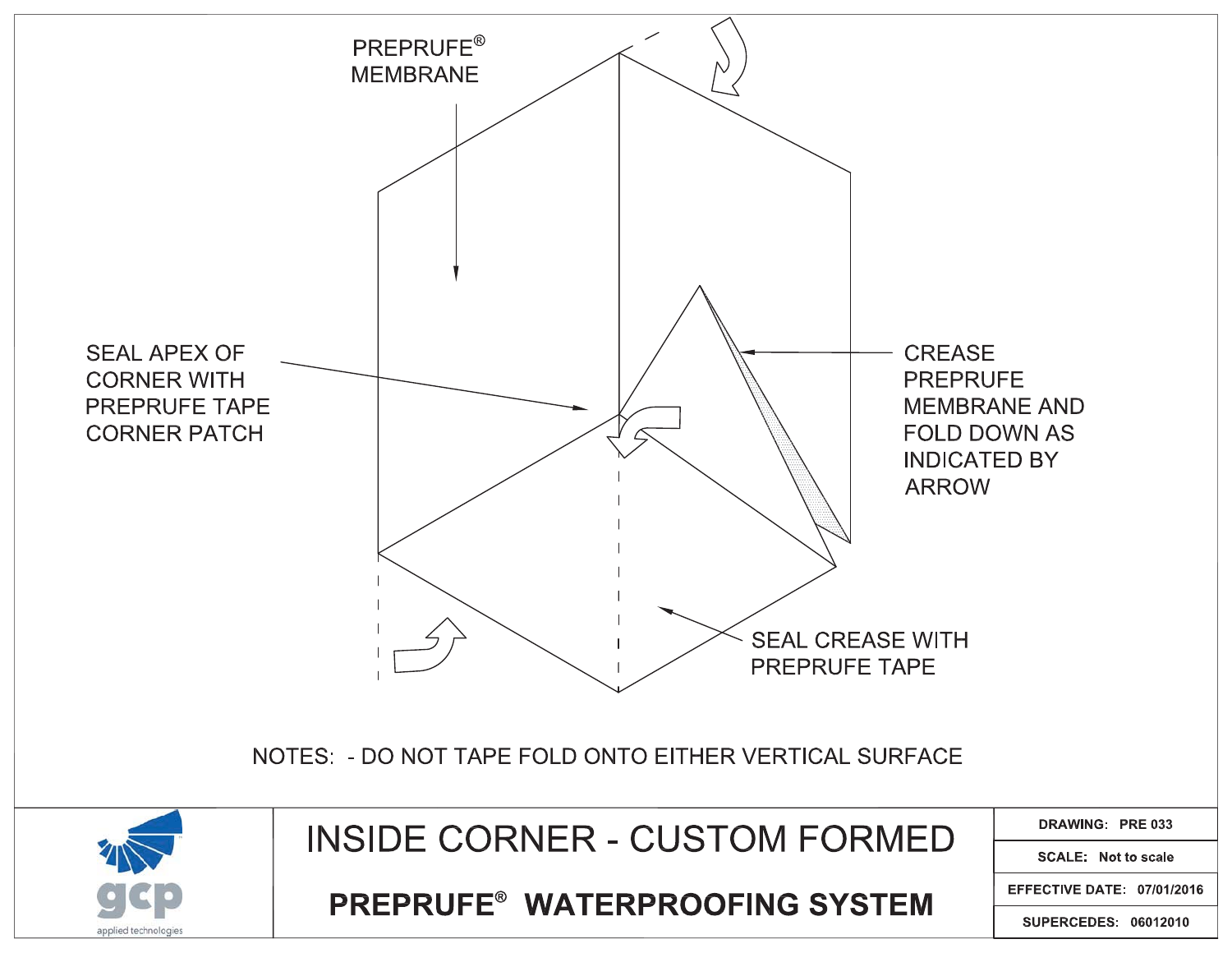PREPRUFE® MEMBRANE

SEAL APEX OF CORNER WITH PREPRUFE TAPE CORNER PATCH

CREASE PREPRUFE MEMBRANE AND FOLD DOWN AS INDICATED BY ARROW

SEAL CREASE WITH PREPRUFE TAPE

NOTES: - DO NOT TAPE FOLD ONTO EITHER VERTICAL SURFACE

gcp applied technologies

# INSIDE CORNER - CUSTOM FORMED

## PREPRUFE® WATERPROOFING SYSTEM

| | |
|---|---|
| **DRAWING:** | **PRE 033** |
| **SCALE:** | **Not to scale** |
| **EFFECTIVE DATE:** | **07/01/2016** |
| **SUPERCEDES:** | **06012010** |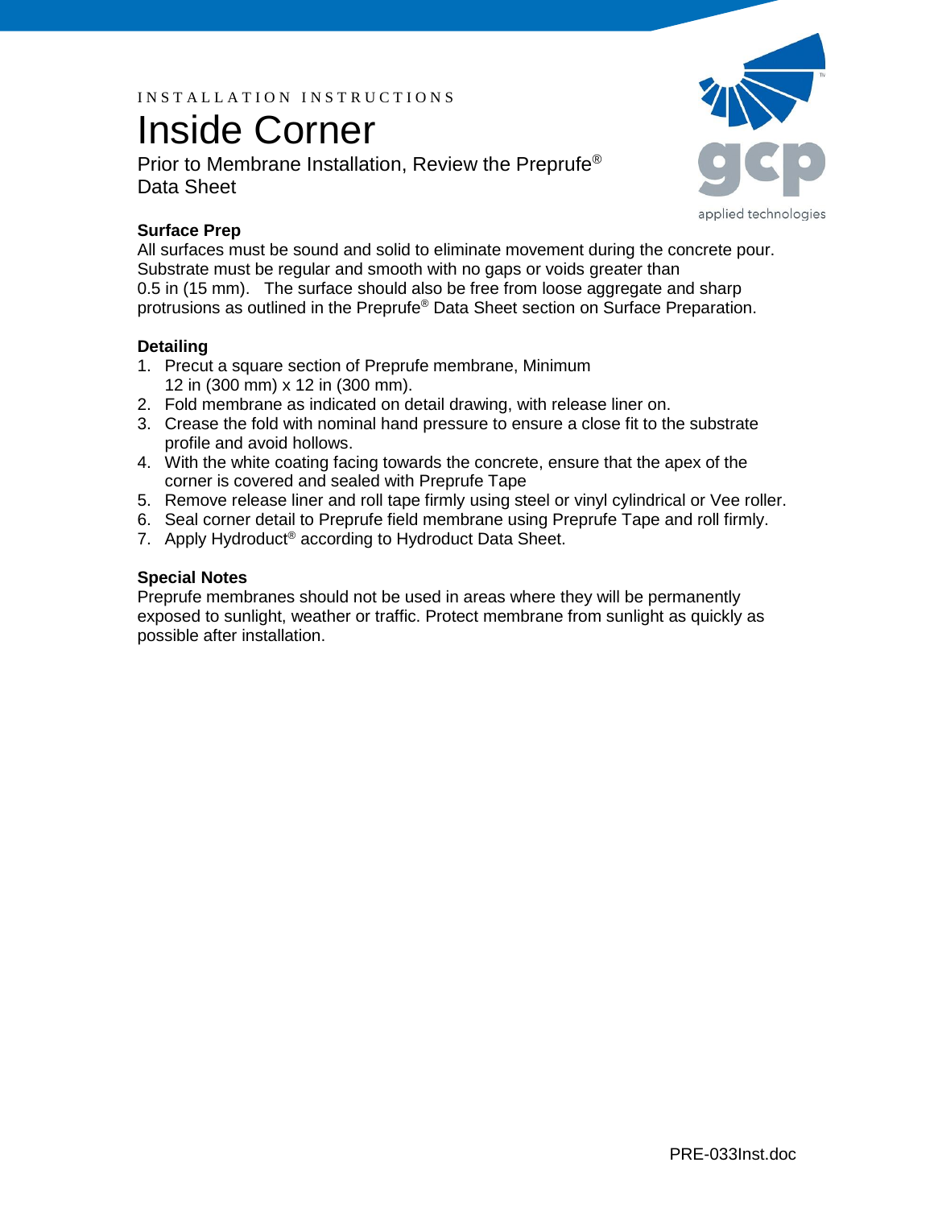INSTALLATION INSTRUCTIONS

# Inside Corner

Prior to Membrane Installation, Review the Preprufe® Data Sheet

### Surface Prep

All surfaces must be sound and solid to eliminate movement during the concrete pour. Substrate must be regular and smooth with no gaps or voids greater than 0.5 in (15 mm). The surface should also be free from loose aggregate and sharp protrusions as outlined in the Preprufe® Data Sheet section on Surface Preparation.

### Detailing

1. Precut a square section of Preprufe membrane, Minimum 12 in (300 mm) x 12 in (300 mm).
2. Fold membrane as indicated on detail drawing, with release liner on.
3. Crease the fold with nominal hand pressure to ensure a close fit to the substrate profile and avoid hollows.
4. With the white coating facing towards the concrete, ensure that the apex of the corner is covered and sealed with Preprufe Tape
5. Remove release liner and roll tape firmly using steel or vinyl cylindrical or Vee roller.
6. Seal corner detail to Preprufe field membrane using Preprufe Tape and roll firmly.
7. Apply Hydroduct® according to Hydroduct Data Sheet.

### Special Notes

Preprufe membranes should not be used in areas where they will be permanently exposed to sunlight, weather or traffic. Protect membrane from sunlight as quickly as possible after installation.

PRE-033Inst.doc